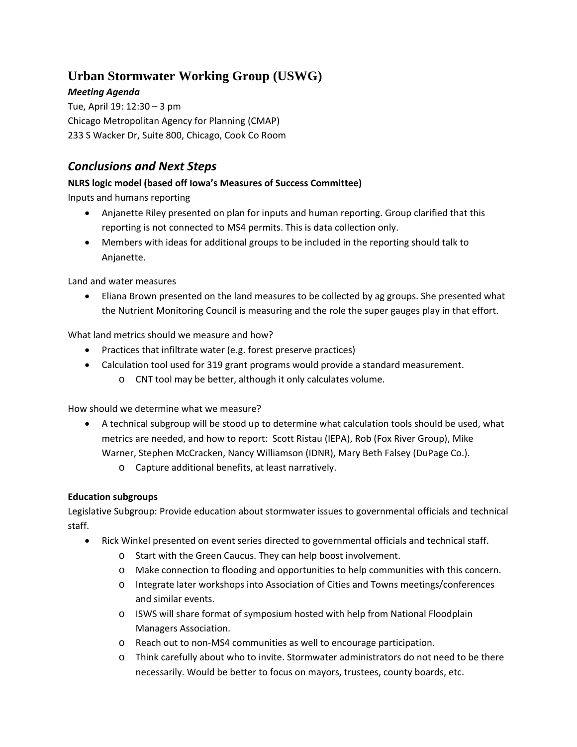# Urban Stormwater Working Group (USWG)

***Meeting Agenda***

Tue, April 19: 12:30 – 3 pm
Chicago Metropolitan Agency for Planning (CMAP)
233 S Wacker Dr, Suite 800, Chicago, Cook Co Room

## *Conclusions and Next Steps*

**NLRS logic model (based off Iowa's Measures of Success Committee)**

Inputs and humans reporting

- Anjanette Riley presented on plan for inputs and human reporting. Group clarified that this reporting is not connected to MS4 permits. This is data collection only.
- Members with ideas for additional groups to be included in the reporting should talk to Anjanette.

Land and water measures

- Eliana Brown presented on the land measures to be collected by ag groups. She presented what the Nutrient Monitoring Council is measuring and the role the super gauges play in that effort.

What land metrics should we measure and how?

- Practices that infiltrate water (e.g. forest preserve practices)
- Calculation tool used for 319 grant programs would provide a standard measurement.
    - CNT tool may be better, although it only calculates volume.

How should we determine what we measure?

- A technical subgroup will be stood up to determine what calculation tools should be used, what metrics are needed, and how to report: Scott Ristau (IEPA), Rob (Fox River Group), Mike Warner, Stephen McCracken, Nancy Williamson (IDNR), Mary Beth Falsey (DuPage Co.).
    - Capture additional benefits, at least narratively.

**Education subgroups**

Legislative Subgroup: Provide education about stormwater issues to governmental officials and technical staff.

- Rick Winkel presented on event series directed to governmental officials and technical staff.
    - Start with the Green Caucus. They can help boost involvement.
    - Make connection to flooding and opportunities to help communities with this concern.
    - Integrate later workshops into Association of Cities and Towns meetings/conferences and similar events.
    - ISWS will share format of symposium hosted with help from National Floodplain Managers Association.
    - Reach out to non-MS4 communities as well to encourage participation.
    - Think carefully about who to invite. Stormwater administrators do not need to be there necessarily. Would be better to focus on mayors, trustees, county boards, etc.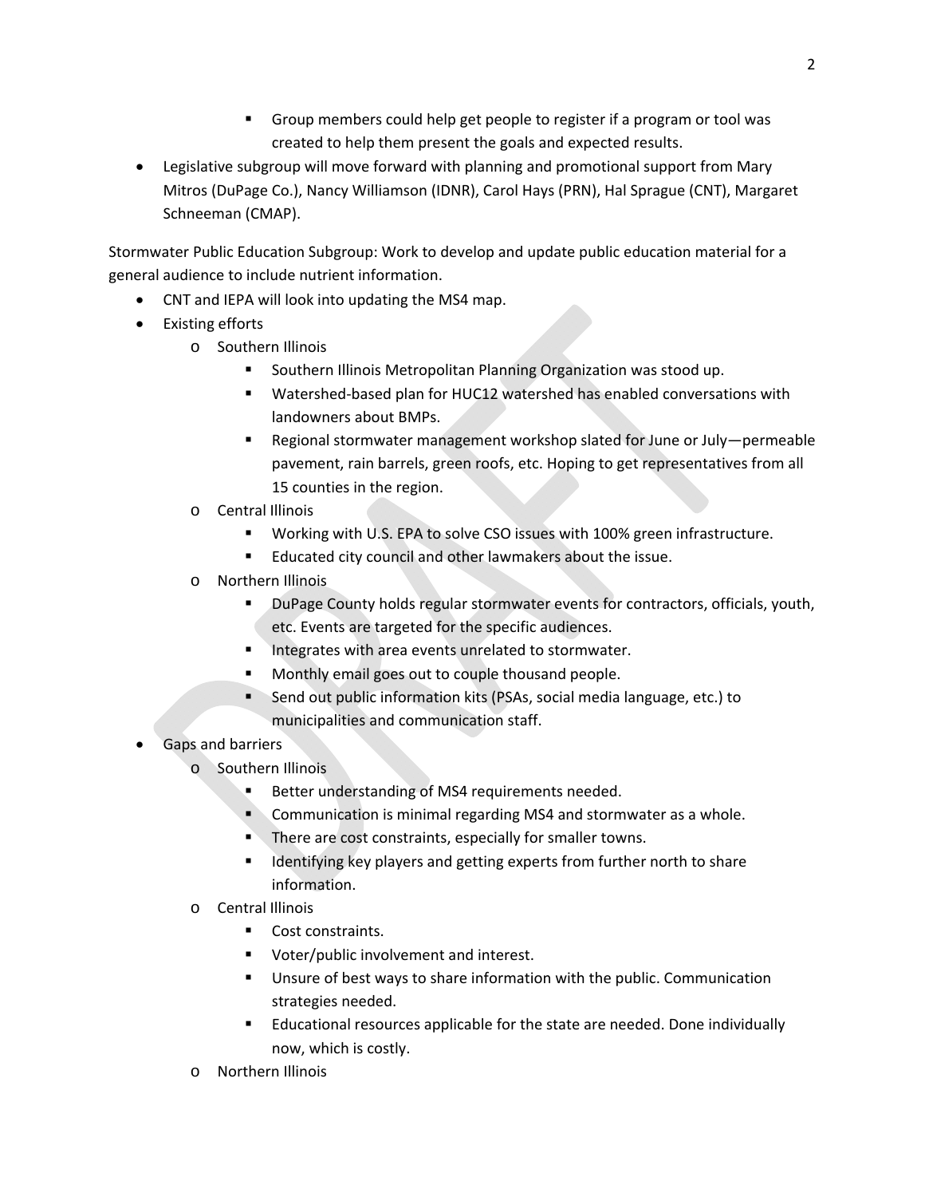- Group members could help get people to register if a program or tool was created to help them present the goals and expected results.
- Legislative subgroup will move forward with planning and promotional support from Mary Mitros (DuPage Co.), Nancy Williamson (IDNR), Carol Hays (PRN), Hal Sprague (CNT), Margaret Schneeman (CMAP).

Stormwater Public Education Subgroup: Work to develop and update public education material for a general audience to include nutrient information.

- CNT and IEPA will look into updating the MS4 map.
- Existing efforts
    - Southern Illinois
        - Southern Illinois Metropolitan Planning Organization was stood up.
        - Watershed-based plan for HUC12 watershed has enabled conversations with landowners about BMPs.
        - Regional stormwater management workshop slated for June or July—permeable pavement, rain barrels, green roofs, etc. Hoping to get representatives from all 15 counties in the region.
    - Central Illinois
        - Working with U.S. EPA to solve CSO issues with 100% green infrastructure.
        - Educated city council and other lawmakers about the issue.
    - Northern Illinois
        - DuPage County holds regular stormwater events for contractors, officials, youth, etc. Events are targeted for the specific audiences.
        - Integrates with area events unrelated to stormwater.
        - Monthly email goes out to couple thousand people.
        - Send out public information kits (PSAs, social media language, etc.) to municipalities and communication staff.
- Gaps and barriers
    - Southern Illinois
        - Better understanding of MS4 requirements needed.
        - Communication is minimal regarding MS4 and stormwater as a whole.
        - There are cost constraints, especially for smaller towns.
        - Identifying key players and getting experts from further north to share information.
    - Central Illinois
        - Cost constraints.
        - Voter/public involvement and interest.
        - Unsure of best ways to share information with the public. Communication strategies needed.
        - Educational resources applicable for the state are needed. Done individually now, which is costly.
    - Northern Illinois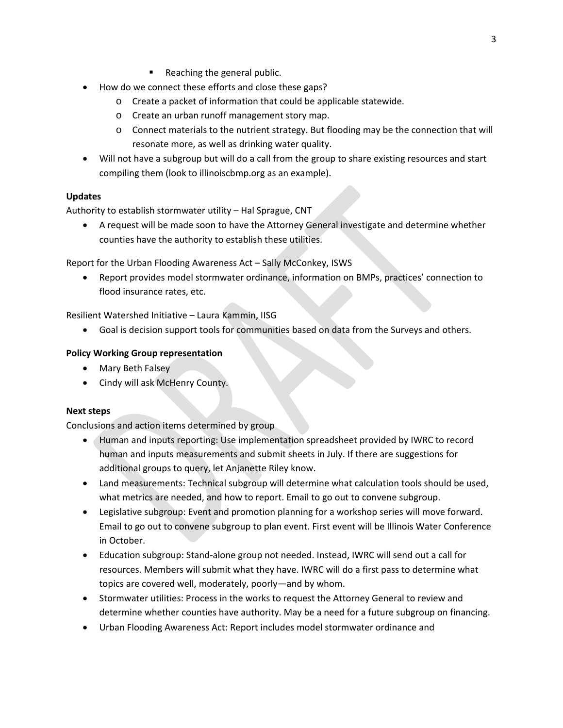- Reaching the general public.
- How do we connect these efforts and close these gaps?
    - Create a packet of information that could be applicable statewide.
    - Create an urban runoff management story map.
    - Connect materials to the nutrient strategy. But flooding may be the connection that will resonate more, as well as drinking water quality.
- Will not have a subgroup but will do a call from the group to share existing resources and start compiling them (look to illinoiscbmp.org as an example).

**Updates**

Authority to establish stormwater utility – Hal Sprague, CNT

- A request will be made soon to have the Attorney General investigate and determine whether counties have the authority to establish these utilities.

Report for the Urban Flooding Awareness Act – Sally McConkey, ISWS

- Report provides model stormwater ordinance, information on BMPs, practices' connection to flood insurance rates, etc.

Resilient Watershed Initiative – Laura Kammin, IISG

- Goal is decision support tools for communities based on data from the Surveys and others.

**Policy Working Group representation**

- Mary Beth Falsey
- Cindy will ask McHenry County.

**Next steps**

Conclusions and action items determined by group

- Human and inputs reporting: Use implementation spreadsheet provided by IWRC to record human and inputs measurements and submit sheets in July. If there are suggestions for additional groups to query, let Anjanette Riley know.
- Land measurements: Technical subgroup will determine what calculation tools should be used, what metrics are needed, and how to report. Email to go out to convene subgroup.
- Legislative subgroup: Event and promotion planning for a workshop series will move forward. Email to go out to convene subgroup to plan event. First event will be Illinois Water Conference in October.
- Education subgroup: Stand-alone group not needed. Instead, IWRC will send out a call for resources. Members will submit what they have. IWRC will do a first pass to determine what topics are covered well, moderately, poorly—and by whom.
- Stormwater utilities: Process in the works to request the Attorney General to review and determine whether counties have authority. May be a need for a future subgroup on financing.
- Urban Flooding Awareness Act: Report includes model stormwater ordinance and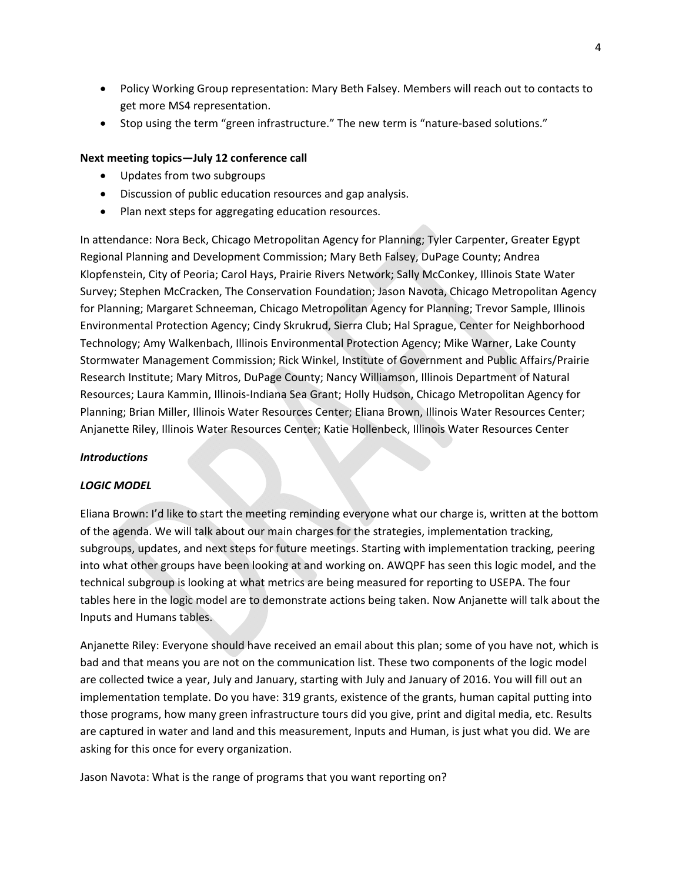- Policy Working Group representation: Mary Beth Falsey. Members will reach out to contacts to get more MS4 representation.
- Stop using the term "green infrastructure." The new term is "nature-based solutions."

**Next meeting topics—July 12 conference call**

- Updates from two subgroups
- Discussion of public education resources and gap analysis.
- Plan next steps for aggregating education resources.

In attendance: Nora Beck, Chicago Metropolitan Agency for Planning; Tyler Carpenter, Greater Egypt Regional Planning and Development Commission; Mary Beth Falsey, DuPage County; Andrea Klopfenstein, City of Peoria; Carol Hays, Prairie Rivers Network; Sally McConkey, Illinois State Water Survey; Stephen McCracken, The Conservation Foundation; Jason Navota, Chicago Metropolitan Agency for Planning; Margaret Schneeman, Chicago Metropolitan Agency for Planning; Trevor Sample, Illinois Environmental Protection Agency; Cindy Skrukrud, Sierra Club; Hal Sprague, Center for Neighborhood Technology; Amy Walkenbach, Illinois Environmental Protection Agency; Mike Warner, Lake County Stormwater Management Commission; Rick Winkel, Institute of Government and Public Affairs/Prairie Research Institute; Mary Mitros, DuPage County; Nancy Williamson, Illinois Department of Natural Resources; Laura Kammin, Illinois-Indiana Sea Grant; Holly Hudson, Chicago Metropolitan Agency for Planning; Brian Miller, Illinois Water Resources Center; Eliana Brown, Illinois Water Resources Center; Anjanette Riley, Illinois Water Resources Center; Katie Hollenbeck, Illinois Water Resources Center

***Introductions***

***LOGIC MODEL***

Eliana Brown: I'd like to start the meeting reminding everyone what our charge is, written at the bottom of the agenda. We will talk about our main charges for the strategies, implementation tracking, subgroups, updates, and next steps for future meetings. Starting with implementation tracking, peering into what other groups have been looking at and working on. AWQPF has seen this logic model, and the technical subgroup is looking at what metrics are being measured for reporting to USEPA. The four tables here in the logic model are to demonstrate actions being taken. Now Anjanette will talk about the Inputs and Humans tables.

Anjanette Riley: Everyone should have received an email about this plan; some of you have not, which is bad and that means you are not on the communication list. These two components of the logic model are collected twice a year, July and January, starting with July and January of 2016. You will fill out an implementation template. Do you have: 319 grants, existence of the grants, human capital putting into those programs, how many green infrastructure tours did you give, print and digital media, etc. Results are captured in water and land and this measurement, Inputs and Human, is just what you did. We are asking for this once for every organization.

Jason Navota: What is the range of programs that you want reporting on?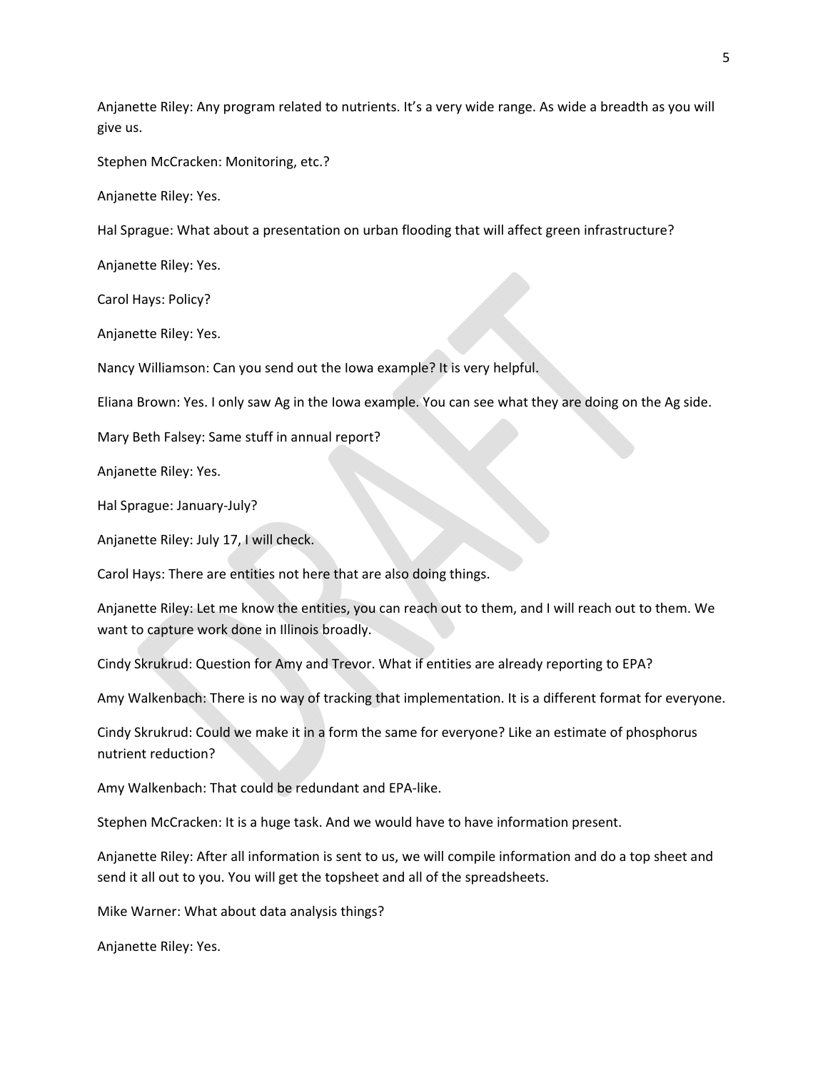Anjanette Riley: Any program related to nutrients. It's a very wide range. As wide a breadth as you will give us.

Stephen McCracken: Monitoring, etc.?

Anjanette Riley: Yes.

Hal Sprague: What about a presentation on urban flooding that will affect green infrastructure?

Anjanette Riley: Yes.

Carol Hays: Policy?

Anjanette Riley: Yes.

Nancy Williamson: Can you send out the Iowa example? It is very helpful.

Eliana Brown: Yes. I only saw Ag in the Iowa example. You can see what they are doing on the Ag side.

Mary Beth Falsey: Same stuff in annual report?

Anjanette Riley: Yes.

Hal Sprague: January-July?

Anjanette Riley: July 17, I will check.

Carol Hays: There are entities not here that are also doing things.

Anjanette Riley: Let me know the entities, you can reach out to them, and I will reach out to them. We want to capture work done in Illinois broadly.

Cindy Skrukrud: Question for Amy and Trevor. What if entities are already reporting to EPA?

Amy Walkenbach: There is no way of tracking that implementation. It is a different format for everyone.

Cindy Skrukrud: Could we make it in a form the same for everyone? Like an estimate of phosphorus nutrient reduction?

Amy Walkenbach: That could be redundant and EPA-like.

Stephen McCracken: It is a huge task. And we would have to have information present.

Anjanette Riley: After all information is sent to us, we will compile information and do a top sheet and send it all out to you. You will get the topsheet and all of the spreadsheets.

Mike Warner: What about data analysis things?

Anjanette Riley: Yes.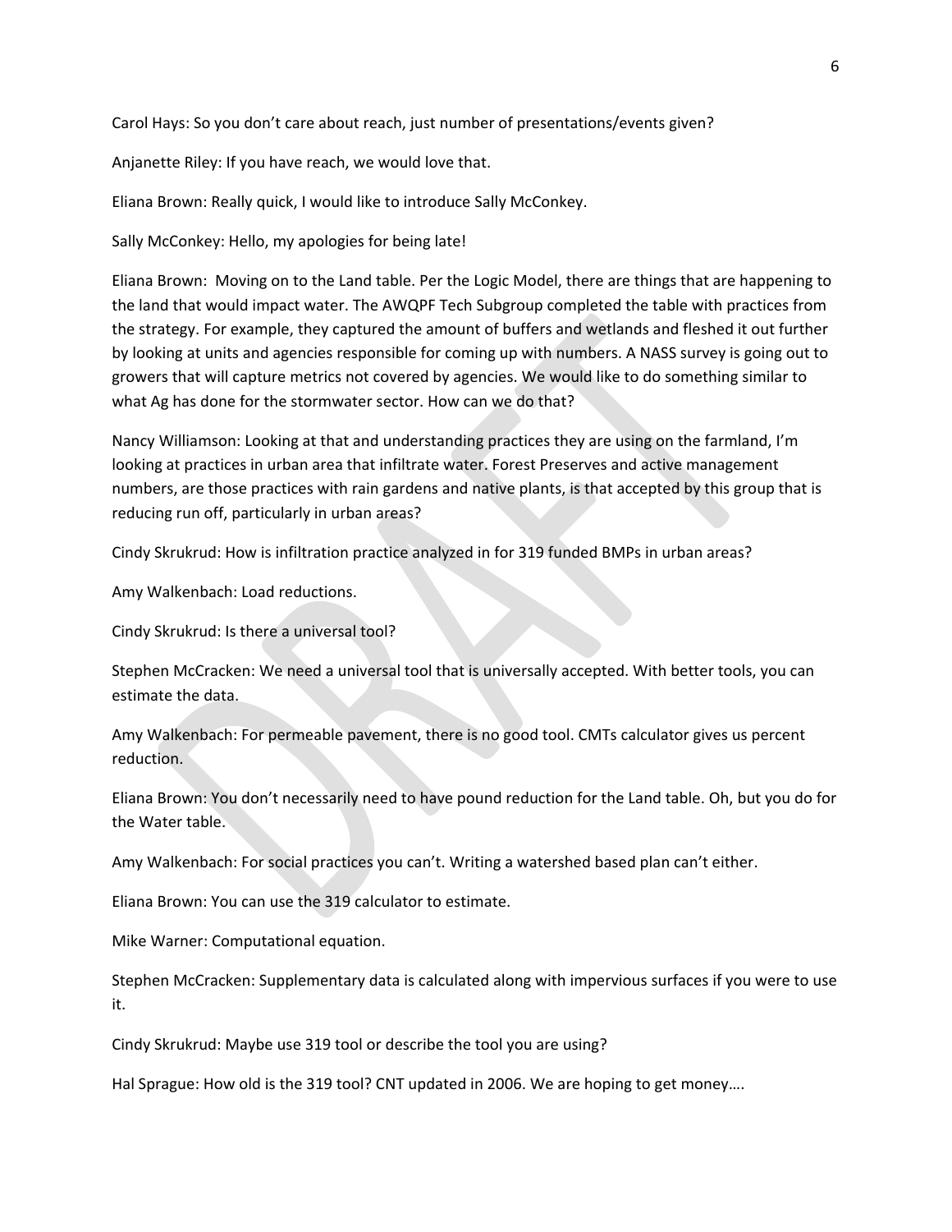Carol Hays: So you don't care about reach, just number of presentations/events given?

Anjanette Riley: If you have reach, we would love that.

Eliana Brown: Really quick, I would like to introduce Sally McConkey.

Sally McConkey: Hello, my apologies for being late!

Eliana Brown: Moving on to the Land table. Per the Logic Model, there are things that are happening to the land that would impact water. The AWQPF Tech Subgroup completed the table with practices from the strategy. For example, they captured the amount of buffers and wetlands and fleshed it out further by looking at units and agencies responsible for coming up with numbers. A NASS survey is going out to growers that will capture metrics not covered by agencies. We would like to do something similar to what Ag has done for the stormwater sector. How can we do that?

Nancy Williamson: Looking at that and understanding practices they are using on the farmland, I'm looking at practices in urban area that infiltrate water. Forest Preserves and active management numbers, are those practices with rain gardens and native plants, is that accepted by this group that is reducing run off, particularly in urban areas?

Cindy Skrukrud: How is infiltration practice analyzed in for 319 funded BMPs in urban areas?

Amy Walkenbach: Load reductions.

Cindy Skrukrud: Is there a universal tool?

Stephen McCracken: We need a universal tool that is universally accepted. With better tools, you can estimate the data.

Amy Walkenbach: For permeable pavement, there is no good tool. CMTs calculator gives us percent reduction.

Eliana Brown: You don't necessarily need to have pound reduction for the Land table. Oh, but you do for the Water table.

Amy Walkenbach: For social practices you can't. Writing a watershed based plan can't either.

Eliana Brown: You can use the 319 calculator to estimate.

Mike Warner: Computational equation.

Stephen McCracken: Supplementary data is calculated along with impervious surfaces if you were to use it.

Cindy Skrukrud: Maybe use 319 tool or describe the tool you are using?

Hal Sprague: How old is the 319 tool? CNT updated in 2006. We are hoping to get money….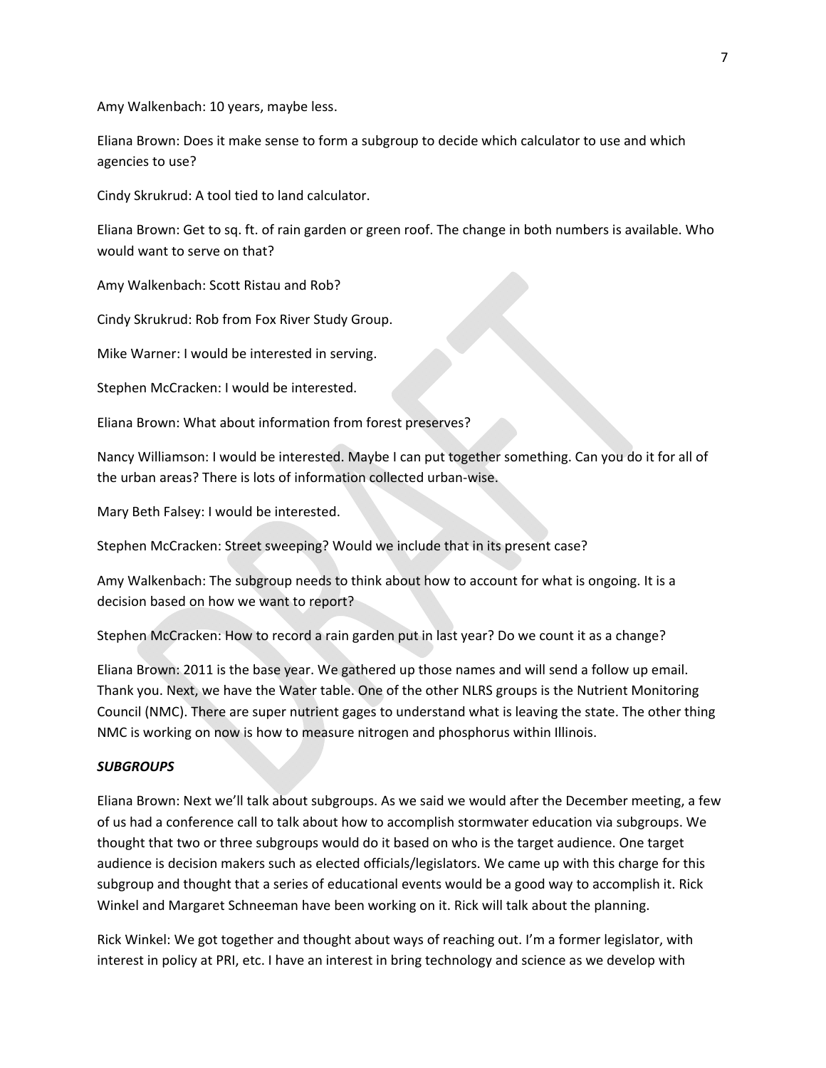Amy Walkenbach: 10 years, maybe less.

Eliana Brown: Does it make sense to form a subgroup to decide which calculator to use and which agencies to use?

Cindy Skrukrud: A tool tied to land calculator.

Eliana Brown: Get to sq. ft. of rain garden or green roof. The change in both numbers is available. Who would want to serve on that?

Amy Walkenbach: Scott Ristau and Rob?

Cindy Skrukrud: Rob from Fox River Study Group.

Mike Warner: I would be interested in serving.

Stephen McCracken: I would be interested.

Eliana Brown: What about information from forest preserves?

Nancy Williamson: I would be interested. Maybe I can put together something. Can you do it for all of the urban areas? There is lots of information collected urban-wise.

Mary Beth Falsey: I would be interested.

Stephen McCracken: Street sweeping? Would we include that in its present case?

Amy Walkenbach: The subgroup needs to think about how to account for what is ongoing. It is a decision based on how we want to report?

Stephen McCracken: How to record a rain garden put in last year? Do we count it as a change?

Eliana Brown: 2011 is the base year. We gathered up those names and will send a follow up email. Thank you. Next, we have the Water table. One of the other NLRS groups is the Nutrient Monitoring Council (NMC). There are super nutrient gages to understand what is leaving the state. The other thing NMC is working on now is how to measure nitrogen and phosphorus within Illinois.

***SUBGROUPS***

Eliana Brown: Next we'll talk about subgroups. As we said we would after the December meeting, a few of us had a conference call to talk about how to accomplish stormwater education via subgroups. We thought that two or three subgroups would do it based on who is the target audience. One target audience is decision makers such as elected officials/legislators. We came up with this charge for this subgroup and thought that a series of educational events would be a good way to accomplish it. Rick Winkel and Margaret Schneeman have been working on it. Rick will talk about the planning.

Rick Winkel: We got together and thought about ways of reaching out. I'm a former legislator, with interest in policy at PRI, etc. I have an interest in bring technology and science as we develop with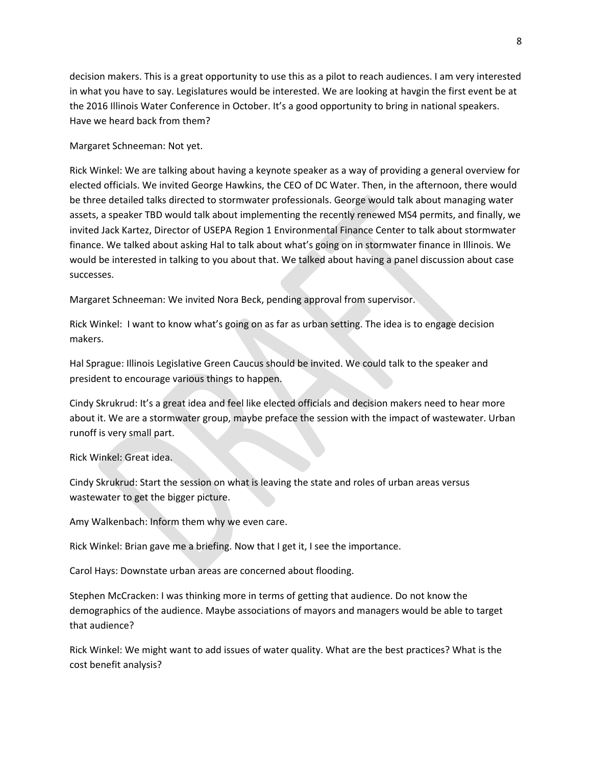decision makers. This is a great opportunity to use this as a pilot to reach audiences. I am very interested in what you have to say. Legislatures would be interested. We are looking at havgin the first event be at the 2016 Illinois Water Conference in October. It's a good opportunity to bring in national speakers. Have we heard back from them?

Margaret Schneeman: Not yet.

Rick Winkel: We are talking about having a keynote speaker as a way of providing a general overview for elected officials. We invited George Hawkins, the CEO of DC Water. Then, in the afternoon, there would be three detailed talks directed to stormwater professionals. George would talk about managing water assets, a speaker TBD would talk about implementing the recently renewed MS4 permits, and finally, we invited Jack Kartez, Director of USEPA Region 1 Environmental Finance Center to talk about stormwater finance. We talked about asking Hal to talk about what's going on in stormwater finance in Illinois. We would be interested in talking to you about that. We talked about having a panel discussion about case successes.

Margaret Schneeman: We invited Nora Beck, pending approval from supervisor.

Rick Winkel: I want to know what's going on as far as urban setting. The idea is to engage decision makers.

Hal Sprague: Illinois Legislative Green Caucus should be invited. We could talk to the speaker and president to encourage various things to happen.

Cindy Skrukrud: It's a great idea and feel like elected officials and decision makers need to hear more about it. We are a stormwater group, maybe preface the session with the impact of wastewater. Urban runoff is very small part.

Rick Winkel: Great idea.

Cindy Skrukrud: Start the session on what is leaving the state and roles of urban areas versus wastewater to get the bigger picture.

Amy Walkenbach: Inform them why we even care.

Rick Winkel: Brian gave me a briefing. Now that I get it, I see the importance.

Carol Hays: Downstate urban areas are concerned about flooding.

Stephen McCracken: I was thinking more in terms of getting that audience. Do not know the demographics of the audience. Maybe associations of mayors and managers would be able to target that audience?

Rick Winkel: We might want to add issues of water quality. What are the best practices? What is the cost benefit analysis?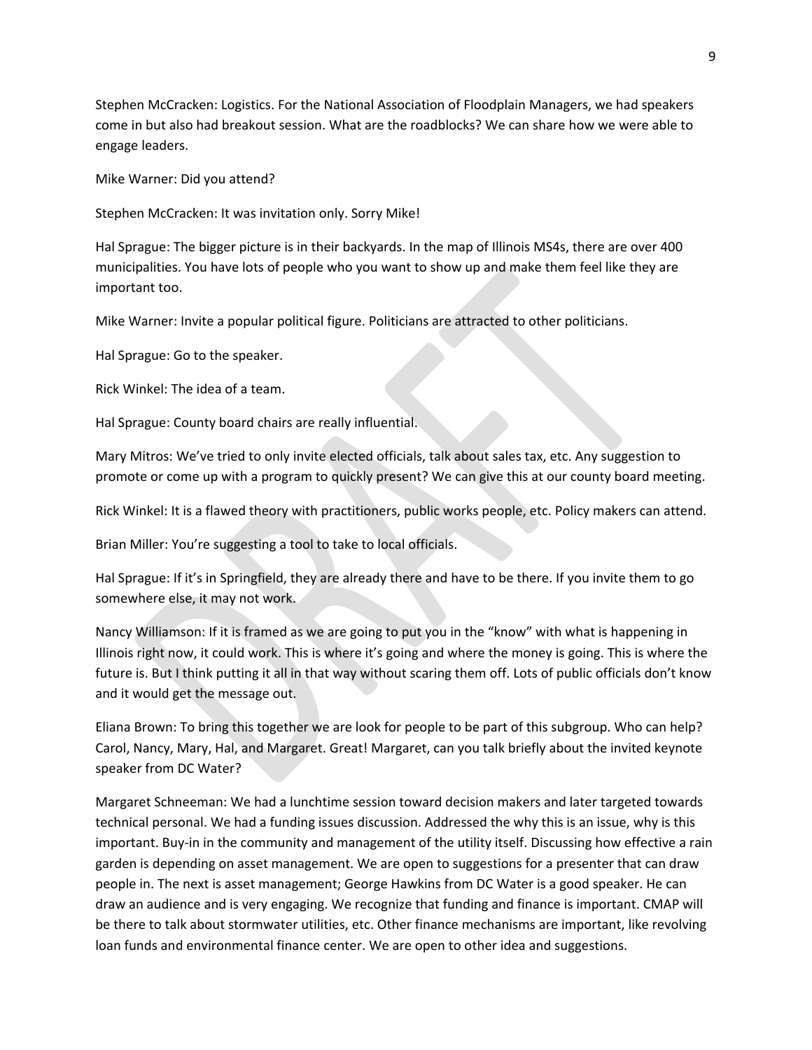Stephen McCracken: Logistics. For the National Association of Floodplain Managers, we had speakers come in but also had breakout session. What are the roadblocks? We can share how we were able to engage leaders.

Mike Warner: Did you attend?

Stephen McCracken: It was invitation only. Sorry Mike!

Hal Sprague: The bigger picture is in their backyards. In the map of Illinois MS4s, there are over 400 municipalities. You have lots of people who you want to show up and make them feel like they are important too.

Mike Warner: Invite a popular political figure. Politicians are attracted to other politicians.

Hal Sprague: Go to the speaker.

Rick Winkel: The idea of a team.

Hal Sprague: County board chairs are really influential.

Mary Mitros: We've tried to only invite elected officials, talk about sales tax, etc. Any suggestion to promote or come up with a program to quickly present? We can give this at our county board meeting.

Rick Winkel: It is a flawed theory with practitioners, public works people, etc. Policy makers can attend.

Brian Miller: You're suggesting a tool to take to local officials.

Hal Sprague: If it's in Springfield, they are already there and have to be there. If you invite them to go somewhere else, it may not work.

Nancy Williamson: If it is framed as we are going to put you in the "know" with what is happening in Illinois right now, it could work. This is where it's going and where the money is going. This is where the future is. But I think putting it all in that way without scaring them off. Lots of public officials don't know and it would get the message out.

Eliana Brown: To bring this together we are look for people to be part of this subgroup. Who can help? Carol, Nancy, Mary, Hal, and Margaret. Great! Margaret, can you talk briefly about the invited keynote speaker from DC Water?

Margaret Schneeman: We had a lunchtime session toward decision makers and later targeted towards technical personal. We had a funding issues discussion. Addressed the why this is an issue, why is this important. Buy-in in the community and management of the utility itself. Discussing how effective a rain garden is depending on asset management. We are open to suggestions for a presenter that can draw people in. The next is asset management; George Hawkins from DC Water is a good speaker. He can draw an audience and is very engaging. We recognize that funding and finance is important. CMAP will be there to talk about stormwater utilities, etc. Other finance mechanisms are important, like revolving loan funds and environmental finance center. We are open to other idea and suggestions.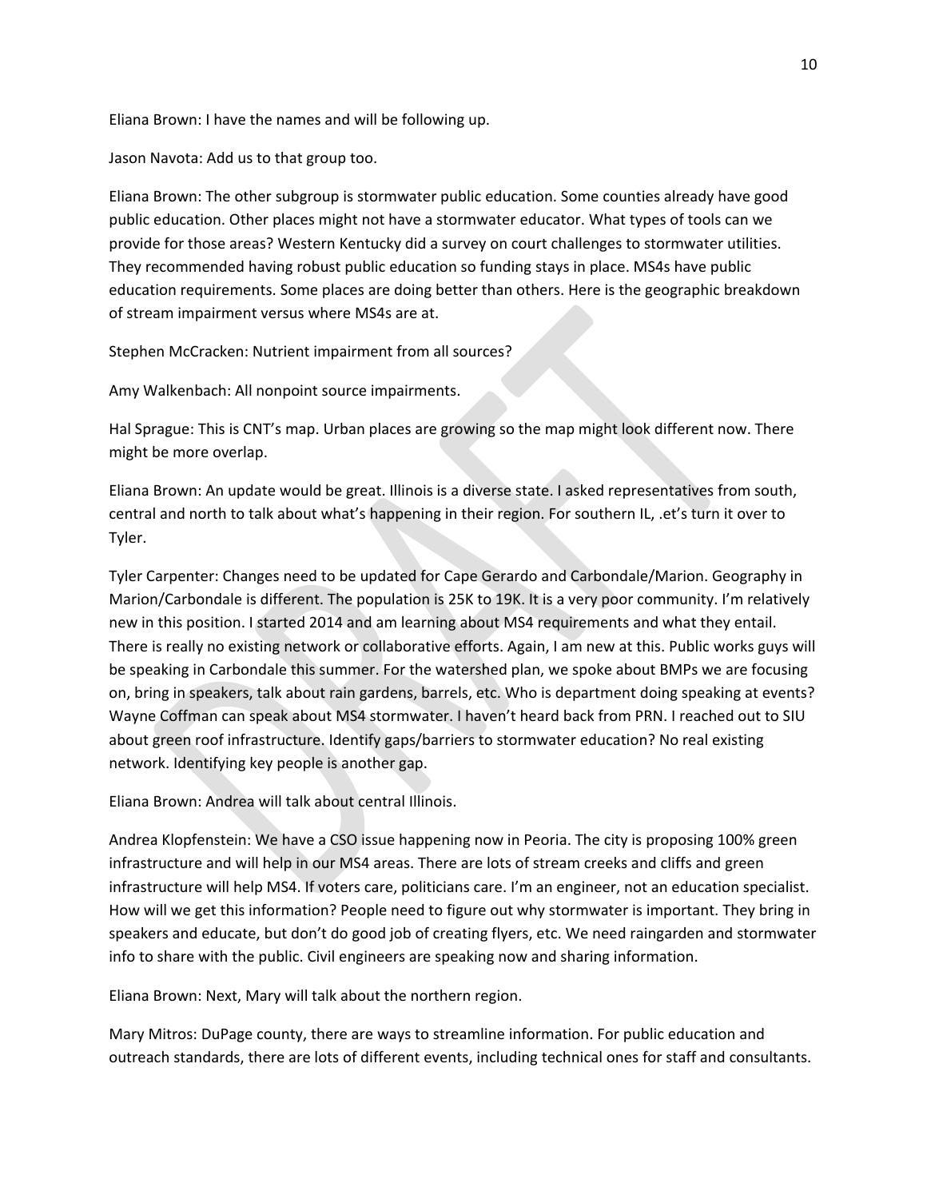Eliana Brown: I have the names and will be following up.

Jason Navota: Add us to that group too.

Eliana Brown: The other subgroup is stormwater public education. Some counties already have good public education. Other places might not have a stormwater educator. What types of tools can we provide for those areas? Western Kentucky did a survey on court challenges to stormwater utilities. They recommended having robust public education so funding stays in place. MS4s have public education requirements. Some places are doing better than others. Here is the geographic breakdown of stream impairment versus where MS4s are at.

Stephen McCracken: Nutrient impairment from all sources?

Amy Walkenbach: All nonpoint source impairments.

Hal Sprague: This is CNT's map. Urban places are growing so the map might look different now. There might be more overlap.

Eliana Brown: An update would be great. Illinois is a diverse state. I asked representatives from south, central and north to talk about what's happening in their region. For southern IL, .et's turn it over to Tyler.

Tyler Carpenter: Changes need to be updated for Cape Gerardo and Carbondale/Marion. Geography in Marion/Carbondale is different. The population is 25K to 19K. It is a very poor community. I'm relatively new in this position. I started 2014 and am learning about MS4 requirements and what they entail. There is really no existing network or collaborative efforts. Again, I am new at this. Public works guys will be speaking in Carbondale this summer. For the watershed plan, we spoke about BMPs we are focusing on, bring in speakers, talk about rain gardens, barrels, etc. Who is department doing speaking at events? Wayne Coffman can speak about MS4 stormwater. I haven't heard back from PRN. I reached out to SIU about green roof infrastructure. Identify gaps/barriers to stormwater education? No real existing network. Identifying key people is another gap.

Eliana Brown: Andrea will talk about central Illinois.

Andrea Klopfenstein: We have a CSO issue happening now in Peoria. The city is proposing 100% green infrastructure and will help in our MS4 areas. There are lots of stream creeks and cliffs and green infrastructure will help MS4. If voters care, politicians care. I'm an engineer, not an education specialist. How will we get this information? People need to figure out why stormwater is important. They bring in speakers and educate, but don't do good job of creating flyers, etc. We need raingarden and stormwater info to share with the public. Civil engineers are speaking now and sharing information.

Eliana Brown: Next, Mary will talk about the northern region.

Mary Mitros: DuPage county, there are ways to streamline information. For public education and outreach standards, there are lots of different events, including technical ones for staff and consultants.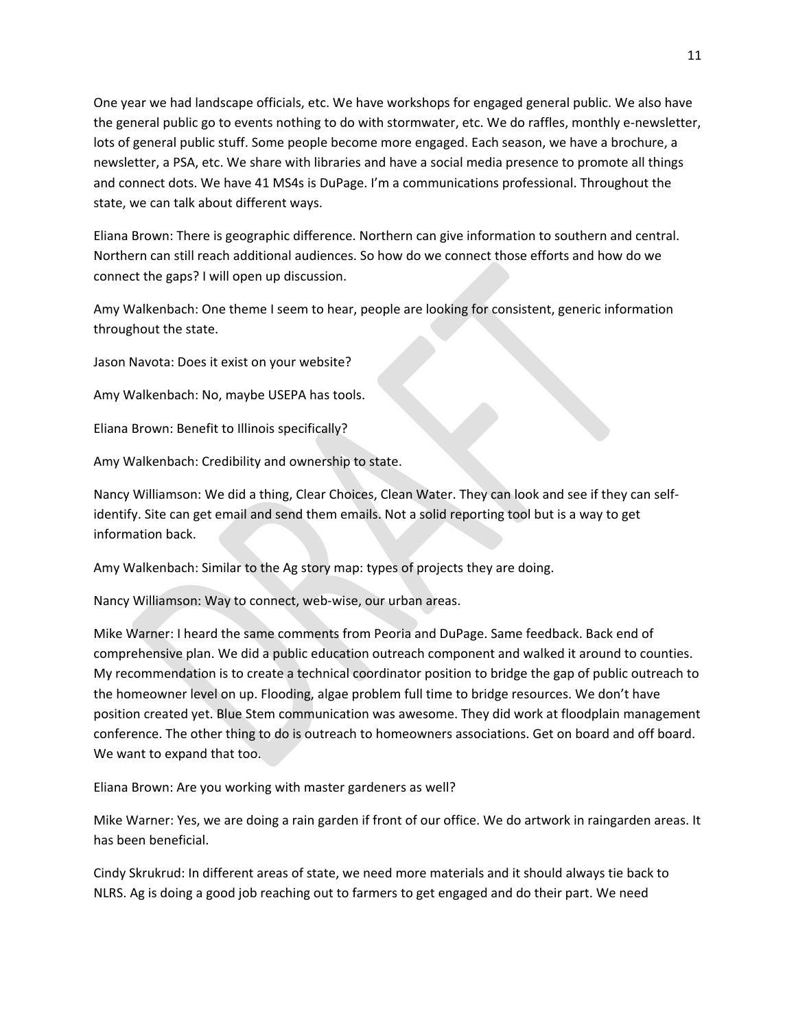One year we had landscape officials, etc. We have workshops for engaged general public. We also have the general public go to events nothing to do with stormwater, etc. We do raffles, monthly e-newsletter, lots of general public stuff. Some people become more engaged. Each season, we have a brochure, a newsletter, a PSA, etc. We share with libraries and have a social media presence to promote all things and connect dots. We have 41 MS4s is DuPage. I'm a communications professional. Throughout the state, we can talk about different ways.

Eliana Brown: There is geographic difference. Northern can give information to southern and central. Northern can still reach additional audiences. So how do we connect those efforts and how do we connect the gaps? I will open up discussion.

Amy Walkenbach: One theme I seem to hear, people are looking for consistent, generic information throughout the state.

Jason Navota: Does it exist on your website?

Amy Walkenbach: No, maybe USEPA has tools.

Eliana Brown: Benefit to Illinois specifically?

Amy Walkenbach: Credibility and ownership to state.

Nancy Williamson: We did a thing, Clear Choices, Clean Water. They can look and see if they can self-identify. Site can get email and send them emails. Not a solid reporting tool but is a way to get information back.

Amy Walkenbach: Similar to the Ag story map: types of projects they are doing.

Nancy Williamson: Way to connect, web-wise, our urban areas.

Mike Warner: I heard the same comments from Peoria and DuPage. Same feedback. Back end of comprehensive plan. We did a public education outreach component and walked it around to counties. My recommendation is to create a technical coordinator position to bridge the gap of public outreach to the homeowner level on up. Flooding, algae problem full time to bridge resources. We don't have position created yet. Blue Stem communication was awesome. They did work at floodplain management conference. The other thing to do is outreach to homeowners associations. Get on board and off board. We want to expand that too.

Eliana Brown: Are you working with master gardeners as well?

Mike Warner: Yes, we are doing a rain garden if front of our office. We do artwork in raingarden areas. It has been beneficial.

Cindy Skrukrud: In different areas of state, we need more materials and it should always tie back to NLRS. Ag is doing a good job reaching out to farmers to get engaged and do their part. We need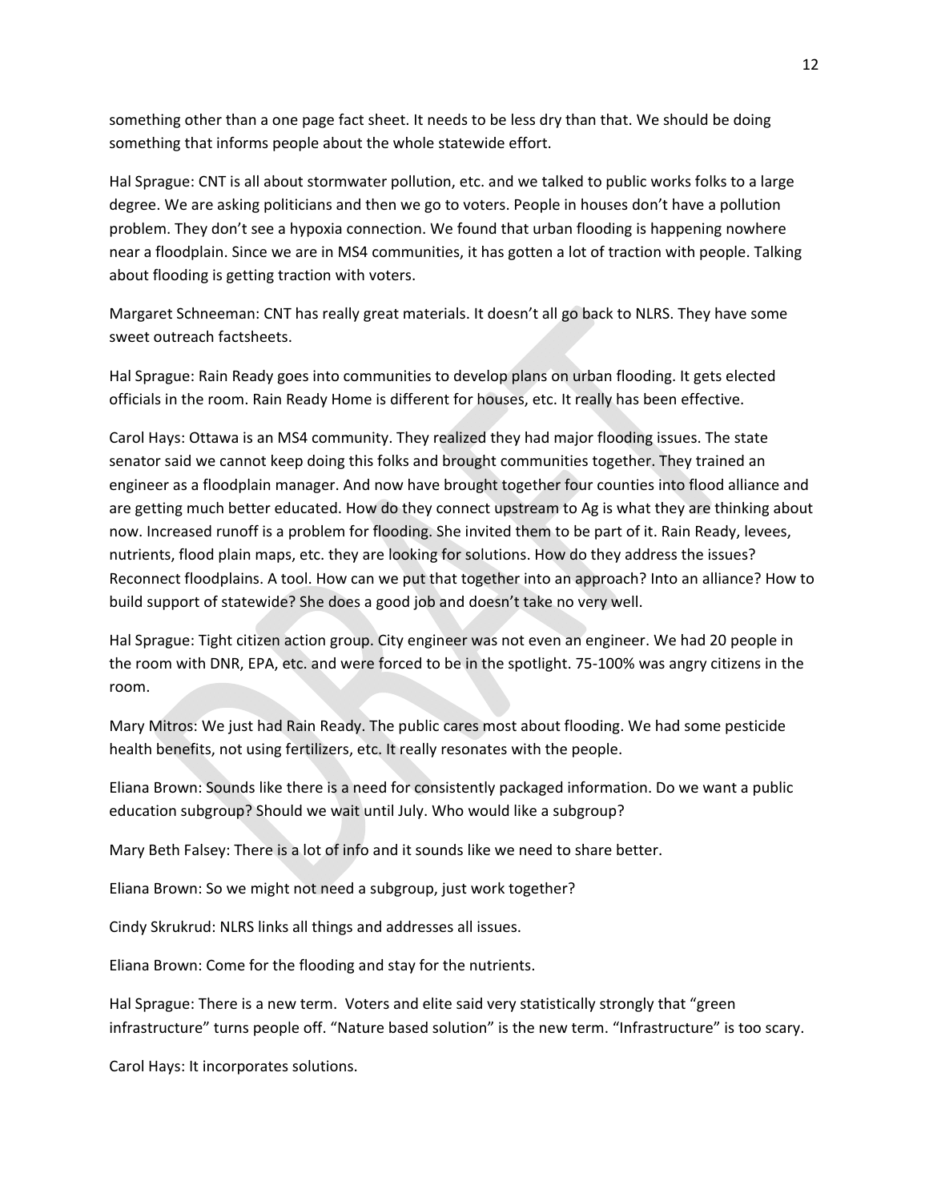something other than a one page fact sheet. It needs to be less dry than that. We should be doing something that informs people about the whole statewide effort.

Hal Sprague: CNT is all about stormwater pollution, etc. and we talked to public works folks to a large degree. We are asking politicians and then we go to voters. People in houses don't have a pollution problem. They don't see a hypoxia connection. We found that urban flooding is happening nowhere near a floodplain. Since we are in MS4 communities, it has gotten a lot of traction with people. Talking about flooding is getting traction with voters.

Margaret Schneeman: CNT has really great materials. It doesn't all go back to NLRS. They have some sweet outreach factsheets.

Hal Sprague: Rain Ready goes into communities to develop plans on urban flooding. It gets elected officials in the room. Rain Ready Home is different for houses, etc. It really has been effective.

Carol Hays: Ottawa is an MS4 community. They realized they had major flooding issues. The state senator said we cannot keep doing this folks and brought communities together. They trained an engineer as a floodplain manager. And now have brought together four counties into flood alliance and are getting much better educated. How do they connect upstream to Ag is what they are thinking about now. Increased runoff is a problem for flooding. She invited them to be part of it. Rain Ready, levees, nutrients, flood plain maps, etc. they are looking for solutions. How do they address the issues? Reconnect floodplains. A tool. How can we put that together into an approach? Into an alliance? How to build support of statewide? She does a good job and doesn't take no very well.

Hal Sprague: Tight citizen action group. City engineer was not even an engineer. We had 20 people in the room with DNR, EPA, etc. and were forced to be in the spotlight. 75-100% was angry citizens in the room.

Mary Mitros: We just had Rain Ready. The public cares most about flooding. We had some pesticide health benefits, not using fertilizers, etc. It really resonates with the people.

Eliana Brown: Sounds like there is a need for consistently packaged information. Do we want a public education subgroup? Should we wait until July. Who would like a subgroup?

Mary Beth Falsey: There is a lot of info and it sounds like we need to share better.

Eliana Brown: So we might not need a subgroup, just work together?

Cindy Skrukrud: NLRS links all things and addresses all issues.

Eliana Brown: Come for the flooding and stay for the nutrients.

Hal Sprague: There is a new term. Voters and elite said very statistically strongly that "green infrastructure" turns people off. "Nature based solution" is the new term. "Infrastructure" is too scary.

Carol Hays: It incorporates solutions.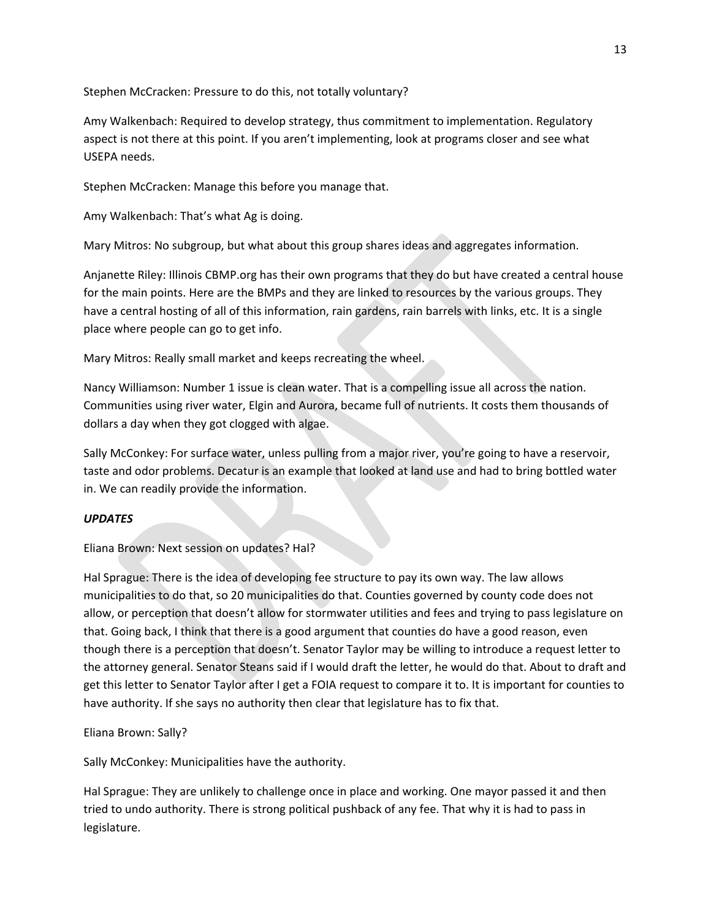Stephen McCracken: Pressure to do this, not totally voluntary?

Amy Walkenbach: Required to develop strategy, thus commitment to implementation. Regulatory aspect is not there at this point. If you aren't implementing, look at programs closer and see what USEPA needs.

Stephen McCracken: Manage this before you manage that.

Amy Walkenbach: That's what Ag is doing.

Mary Mitros: No subgroup, but what about this group shares ideas and aggregates information.

Anjanette Riley: Illinois CBMP.org has their own programs that they do but have created a central house for the main points. Here are the BMPs and they are linked to resources by the various groups. They have a central hosting of all of this information, rain gardens, rain barrels with links, etc. It is a single place where people can go to get info.

Mary Mitros: Really small market and keeps recreating the wheel.

Nancy Williamson: Number 1 issue is clean water. That is a compelling issue all across the nation. Communities using river water, Elgin and Aurora, became full of nutrients. It costs them thousands of dollars a day when they got clogged with algae.

Sally McConkey: For surface water, unless pulling from a major river, you're going to have a reservoir, taste and odor problems. Decatur is an example that looked at land use and had to bring bottled water in. We can readily provide the information.

***UPDATES***

Eliana Brown: Next session on updates? Hal?

Hal Sprague: There is the idea of developing fee structure to pay its own way. The law allows municipalities to do that, so 20 municipalities do that. Counties governed by county code does not allow, or perception that doesn't allow for stormwater utilities and fees and trying to pass legislature on that. Going back, I think that there is a good argument that counties do have a good reason, even though there is a perception that doesn't. Senator Taylor may be willing to introduce a request letter to the attorney general. Senator Steans said if I would draft the letter, he would do that. About to draft and get this letter to Senator Taylor after I get a FOIA request to compare it to. It is important for counties to have authority. If she says no authority then clear that legislature has to fix that.

Eliana Brown: Sally?

Sally McConkey: Municipalities have the authority.

Hal Sprague: They are unlikely to challenge once in place and working. One mayor passed it and then tried to undo authority. There is strong political pushback of any fee. That why it is had to pass in legislature.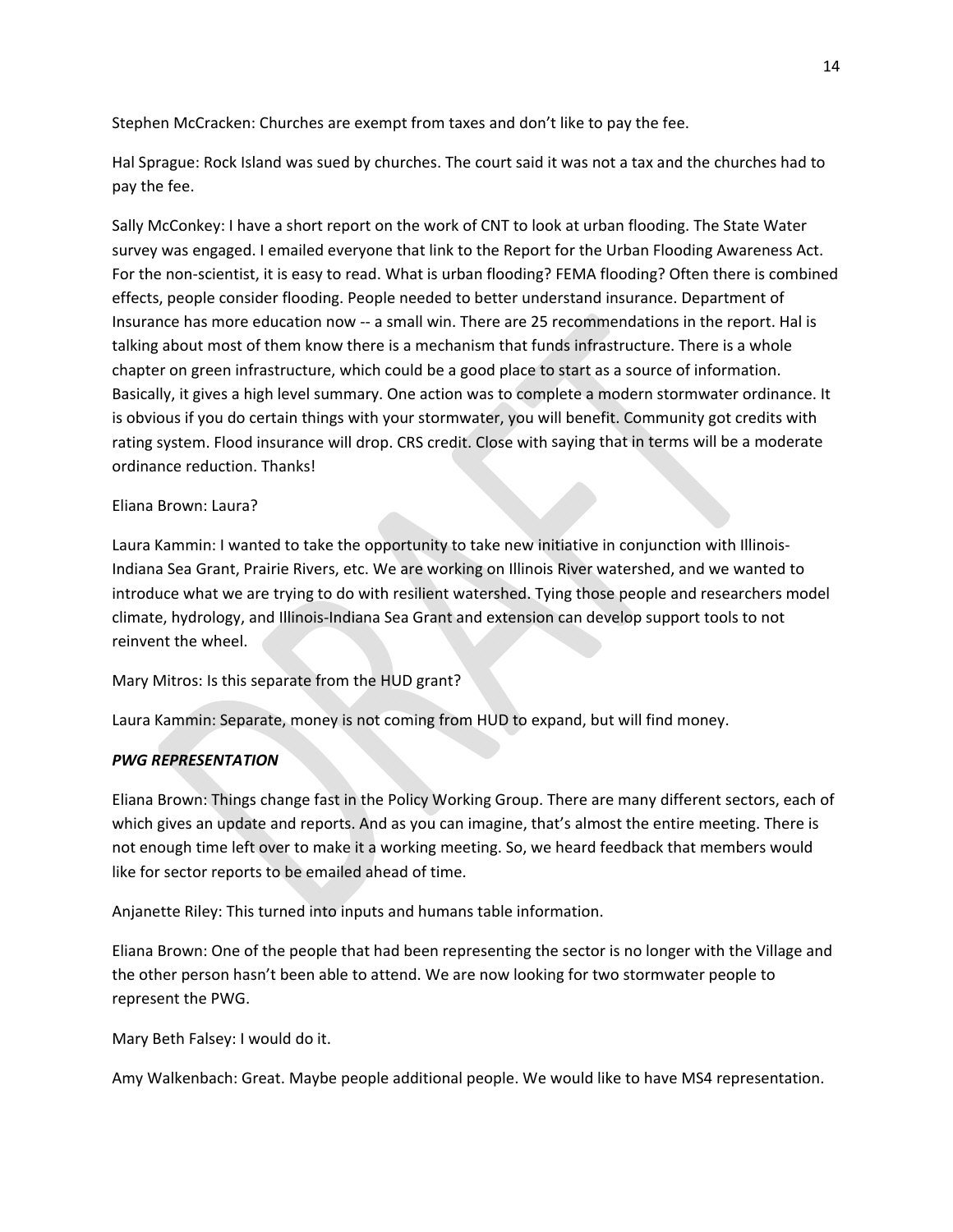Stephen McCracken: Churches are exempt from taxes and don't like to pay the fee.

Hal Sprague: Rock Island was sued by churches. The court said it was not a tax and the churches had to pay the fee.

Sally McConkey: I have a short report on the work of CNT to look at urban flooding. The State Water survey was engaged. I emailed everyone that link to the Report for the Urban Flooding Awareness Act. For the non-scientist, it is easy to read. What is urban flooding? FEMA flooding? Often there is combined effects, people consider flooding. People needed to better understand insurance. Department of Insurance has more education now -- a small win. There are 25 recommendations in the report. Hal is talking about most of them know there is a mechanism that funds infrastructure. There is a whole chapter on green infrastructure, which could be a good place to start as a source of information. Basically, it gives a high level summary. One action was to complete a modern stormwater ordinance. It is obvious if you do certain things with your stormwater, you will benefit. Community got credits with rating system. Flood insurance will drop. CRS credit. Close with saying that in terms will be a moderate ordinance reduction. Thanks!

Eliana Brown: Laura?

Laura Kammin: I wanted to take the opportunity to take new initiative in conjunction with Illinois-Indiana Sea Grant, Prairie Rivers, etc. We are working on Illinois River watershed, and we wanted to introduce what we are trying to do with resilient watershed. Tying those people and researchers model climate, hydrology, and Illinois-Indiana Sea Grant and extension can develop support tools to not reinvent the wheel.

Mary Mitros: Is this separate from the HUD grant?

Laura Kammin: Separate, money is not coming from HUD to expand, but will find money.

***PWG REPRESENTATION***

Eliana Brown: Things change fast in the Policy Working Group. There are many different sectors, each of which gives an update and reports. And as you can imagine, that's almost the entire meeting. There is not enough time left over to make it a working meeting. So, we heard feedback that members would like for sector reports to be emailed ahead of time.

Anjanette Riley: This turned into inputs and humans table information.

Eliana Brown: One of the people that had been representing the sector is no longer with the Village and the other person hasn't been able to attend. We are now looking for two stormwater people to represent the PWG.

Mary Beth Falsey: I would do it.

Amy Walkenbach: Great. Maybe people additional people. We would like to have MS4 representation.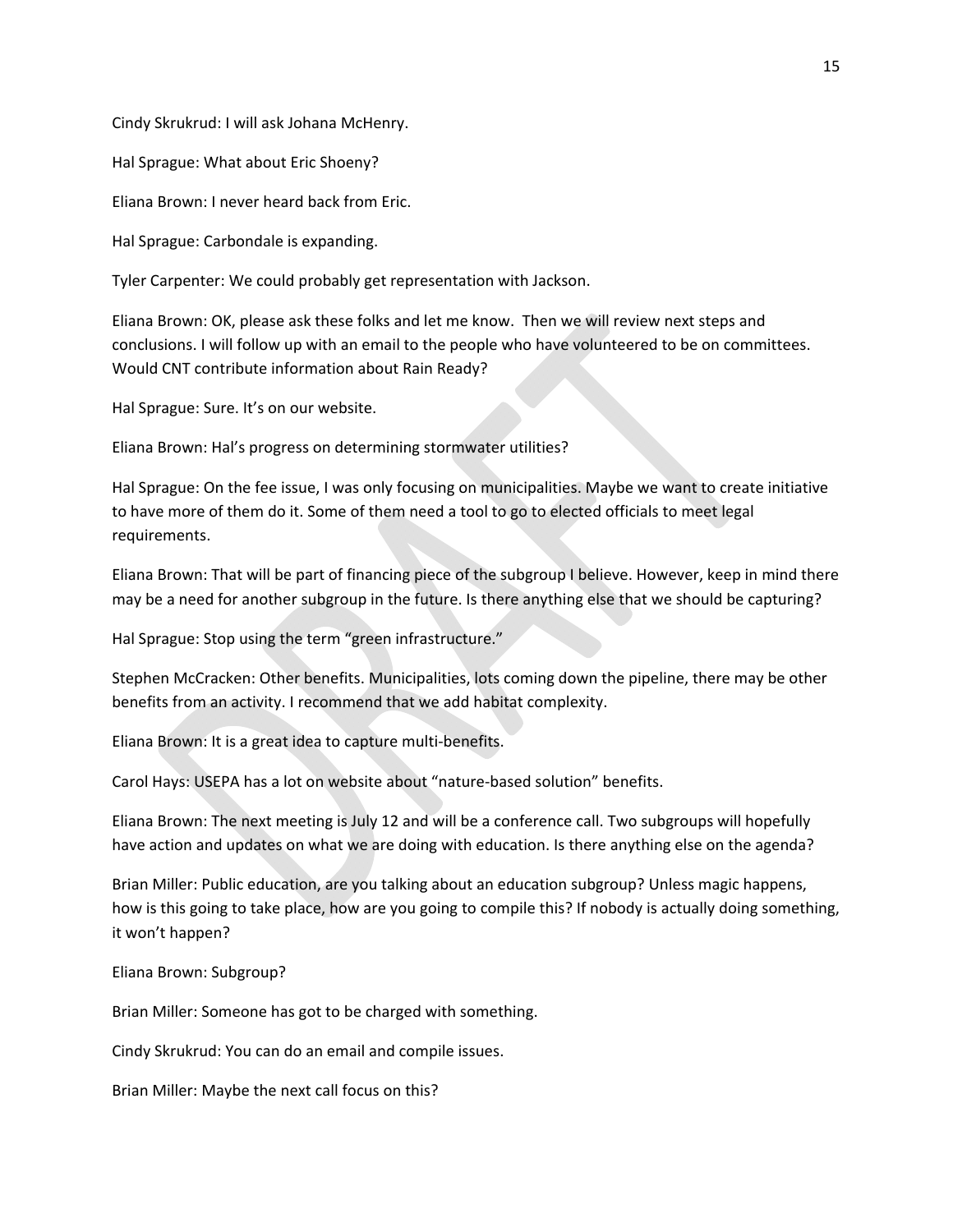Cindy Skrukrud: I will ask Johana McHenry.

Hal Sprague: What about Eric Shoeny?

Eliana Brown: I never heard back from Eric.

Hal Sprague: Carbondale is expanding.

Tyler Carpenter: We could probably get representation with Jackson.

Eliana Brown: OK, please ask these folks and let me know. Then we will review next steps and conclusions. I will follow up with an email to the people who have volunteered to be on committees. Would CNT contribute information about Rain Ready?

Hal Sprague: Sure. It's on our website.

Eliana Brown: Hal's progress on determining stormwater utilities?

Hal Sprague: On the fee issue, I was only focusing on municipalities. Maybe we want to create initiative to have more of them do it. Some of them need a tool to go to elected officials to meet legal requirements.

Eliana Brown: That will be part of financing piece of the subgroup I believe. However, keep in mind there may be a need for another subgroup in the future. Is there anything else that we should be capturing?

Hal Sprague: Stop using the term "green infrastructure."

Stephen McCracken: Other benefits. Municipalities, lots coming down the pipeline, there may be other benefits from an activity. I recommend that we add habitat complexity.

Eliana Brown: It is a great idea to capture multi-benefits.

Carol Hays: USEPA has a lot on website about "nature-based solution" benefits.

Eliana Brown: The next meeting is July 12 and will be a conference call. Two subgroups will hopefully have action and updates on what we are doing with education. Is there anything else on the agenda?

Brian Miller: Public education, are you talking about an education subgroup? Unless magic happens, how is this going to take place, how are you going to compile this? If nobody is actually doing something, it won't happen?

Eliana Brown: Subgroup?

Brian Miller: Someone has got to be charged with something.

Cindy Skrukrud: You can do an email and compile issues.

Brian Miller: Maybe the next call focus on this?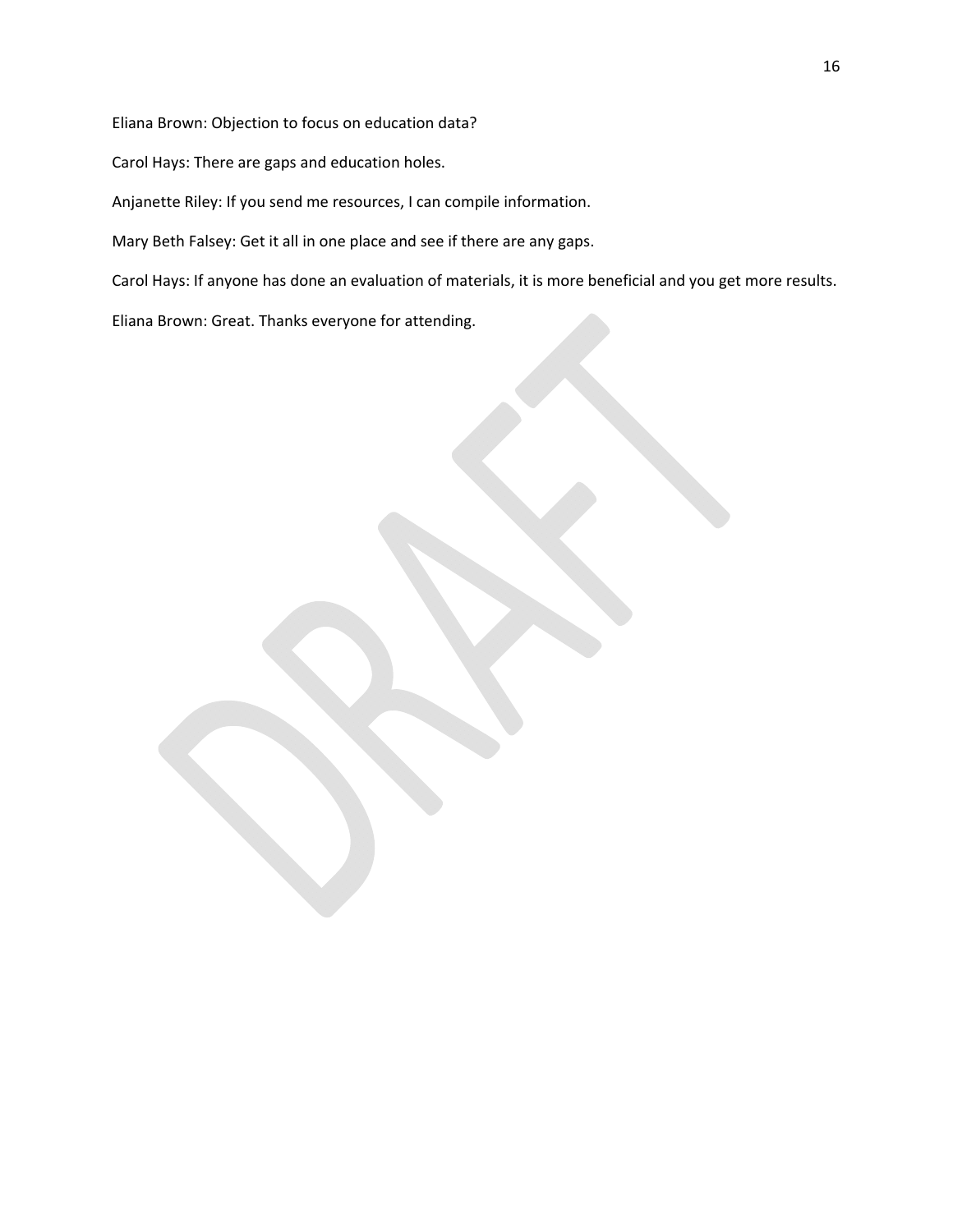Eliana Brown: Objection to focus on education data?

Carol Hays: There are gaps and education holes.

Anjanette Riley: If you send me resources, I can compile information.

Mary Beth Falsey: Get it all in one place and see if there are any gaps.

Carol Hays: If anyone has done an evaluation of materials, it is more beneficial and you get more results.

Eliana Brown: Great. Thanks everyone for attending.